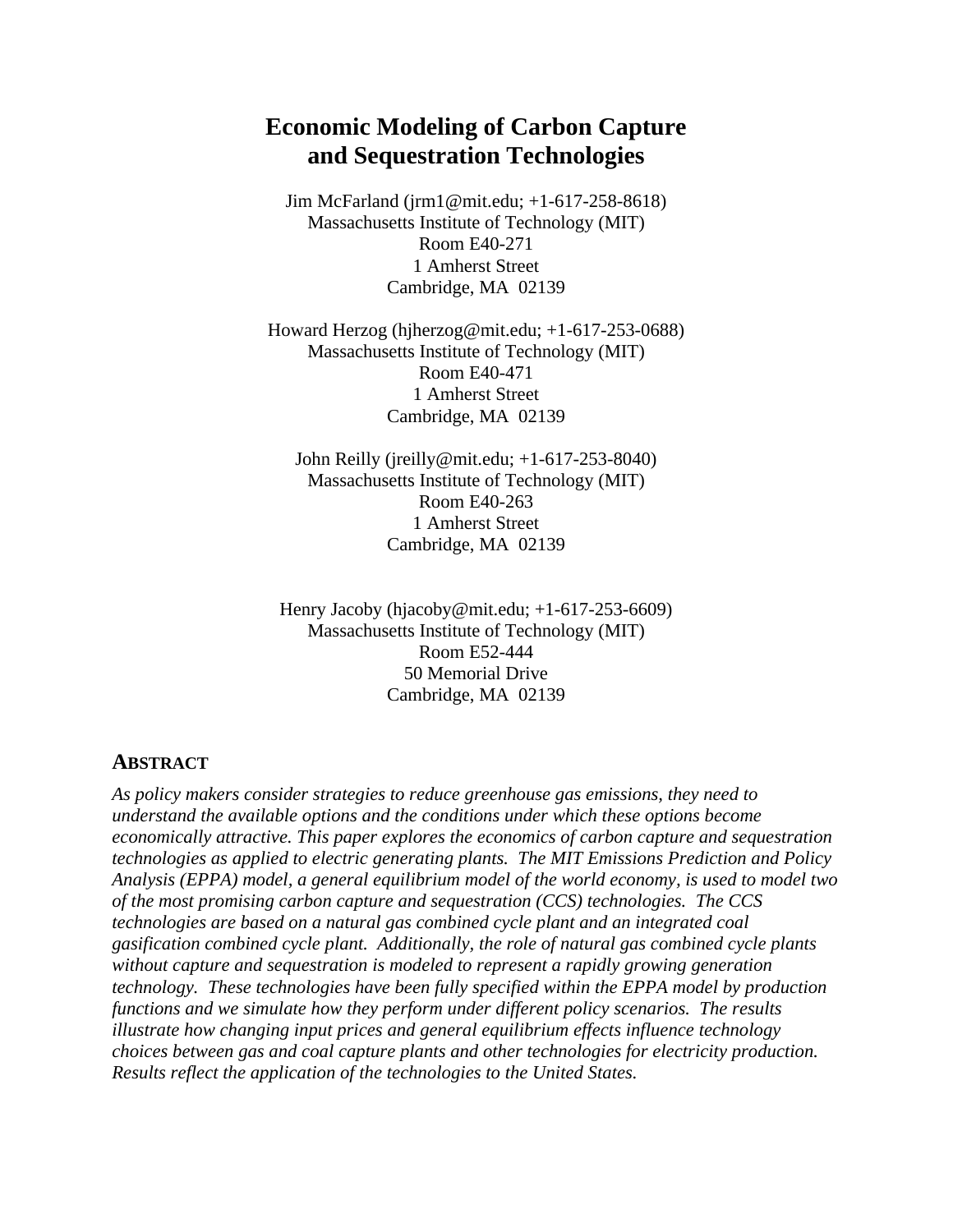# Economic Modeling of Carbon Capture and Sequestration Technologies

Jim McFarland (jrm1@mit.edu; +1-617-258-8618)
Massachusetts Institute of Technology (MIT)
Room E40-271
1 Amherst Street
Cambridge, MA 02139

Howard Herzog (hjherzog@mit.edu; +1-617-253-0688)
Massachusetts Institute of Technology (MIT)
Room E40-471
1 Amherst Street
Cambridge, MA 02139

John Reilly (jreilly@mit.edu; +1-617-253-8040)
Massachusetts Institute of Technology (MIT)
Room E40-263
1 Amherst Street
Cambridge, MA 02139

Henry Jacoby (hjacoby@mit.edu; +1-617-253-6609)
Massachusetts Institute of Technology (MIT)
Room E52-444
50 Memorial Drive
Cambridge, MA 02139

## ABSTRACT

*As policy makers consider strategies to reduce greenhouse gas emissions, they need to understand the available options and the conditions under which these options become economically attractive. This paper explores the economics of carbon capture and sequestration technologies as applied to electric generating plants. The MIT Emissions Prediction and Policy Analysis (EPPA) model, a general equilibrium model of the world economy, is used to model two of the most promising carbon capture and sequestration (CCS) technologies. The CCS technologies are based on a natural gas combined cycle plant and an integrated coal gasification combined cycle plant. Additionally, the role of natural gas combined cycle plants without capture and sequestration is modeled to represent a rapidly growing generation technology. These technologies have been fully specified within the EPPA model by production functions and we simulate how they perform under different policy scenarios. The results illustrate how changing input prices and general equilibrium effects influence technology choices between gas and coal capture plants and other technologies for electricity production. Results reflect the application of the technologies to the United States.*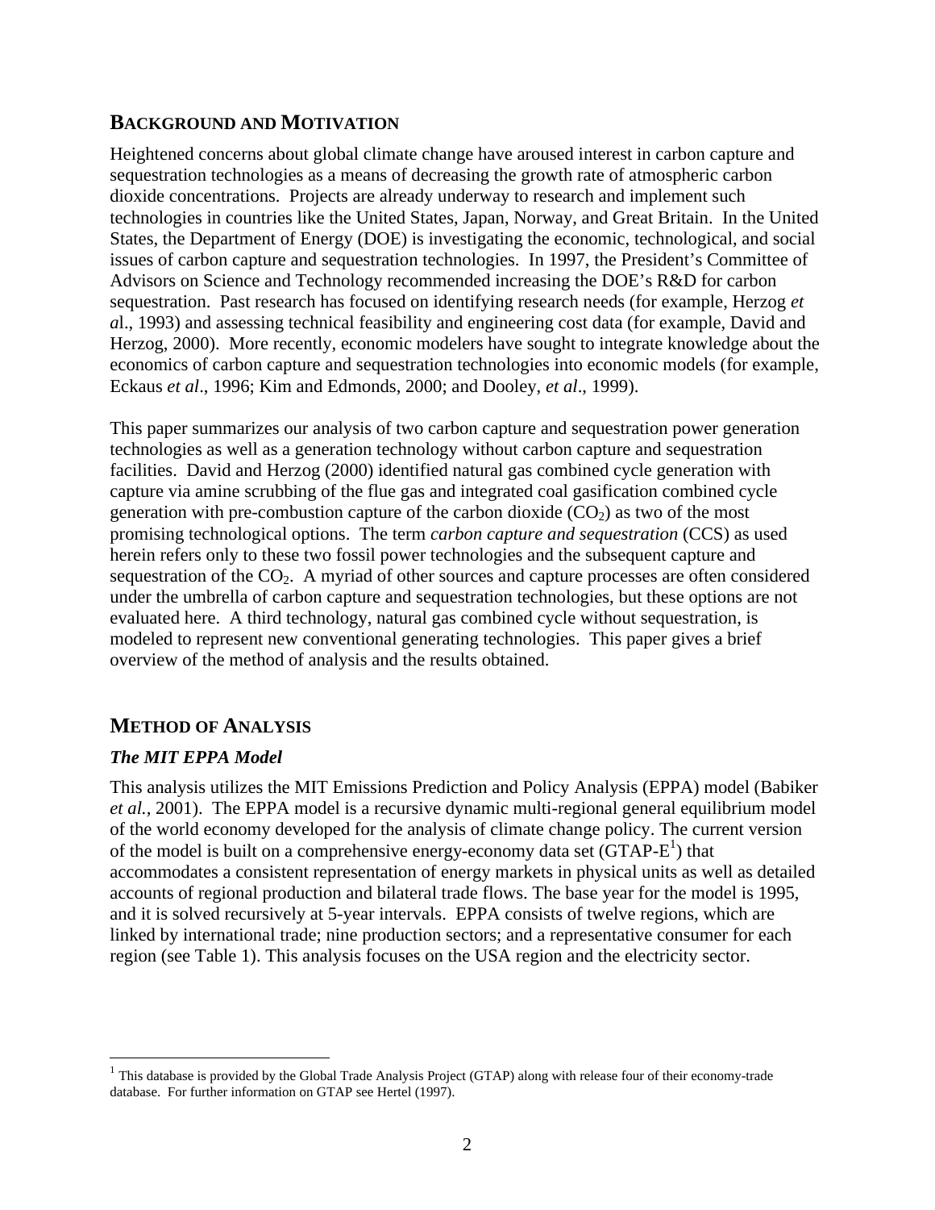## BACKGROUND AND MOTIVATION

Heightened concerns about global climate change have aroused interest in carbon capture and sequestration technologies as a means of decreasing the growth rate of atmospheric carbon dioxide concentrations. Projects are already underway to research and implement such technologies in countries like the United States, Japan, Norway, and Great Britain. In the United States, the Department of Energy (DOE) is investigating the economic, technological, and social issues of carbon capture and sequestration technologies. In 1997, the President's Committee of Advisors on Science and Technology recommended increasing the DOE's R&D for carbon sequestration. Past research has focused on identifying research needs (for example, Herzog *et al*., 1993) and assessing technical feasibility and engineering cost data (for example, David and Herzog, 2000). More recently, economic modelers have sought to integrate knowledge about the economics of carbon capture and sequestration technologies into economic models (for example, Eckaus *et al*., 1996; Kim and Edmonds, 2000; and Dooley, *et al*., 1999).

This paper summarizes our analysis of two carbon capture and sequestration power generation technologies as well as a generation technology without carbon capture and sequestration facilities. David and Herzog (2000) identified natural gas combined cycle generation with capture via amine scrubbing of the flue gas and integrated coal gasification combined cycle generation with pre-combustion capture of the carbon dioxide ($CO_2$) as two of the most promising technological options. The term *carbon capture and sequestration* (CCS) as used herein refers only to these two fossil power technologies and the subsequent capture and sequestration of the $CO_2$. A myriad of other sources and capture processes are often considered under the umbrella of carbon capture and sequestration technologies, but these options are not evaluated here. A third technology, natural gas combined cycle without sequestration, is modeled to represent new conventional generating technologies. This paper gives a brief overview of the method of analysis and the results obtained.

## METHOD OF ANALYSIS

### *The MIT EPPA Model*

This analysis utilizes the MIT Emissions Prediction and Policy Analysis (EPPA) model (Babiker *et al.,* 2001). The EPPA model is a recursive dynamic multi-regional general equilibrium model of the world economy developed for the analysis of climate change policy. The current version of the model is built on a comprehensive energy-economy data set (GTAP-E[1]) that accommodates a consistent representation of energy markets in physical units as well as detailed accounts of regional production and bilateral trade flows. The base year for the model is 1995, and it is solved recursively at 5-year intervals. EPPA consists of twelve regions, which are linked by international trade; nine production sectors; and a representative consumer for each region (see Table 1). This analysis focuses on the USA region and the electricity sector.

[1] This database is provided by the Global Trade Analysis Project (GTAP) along with release four of their economy-trade database. For further information on GTAP see Hertel (1997).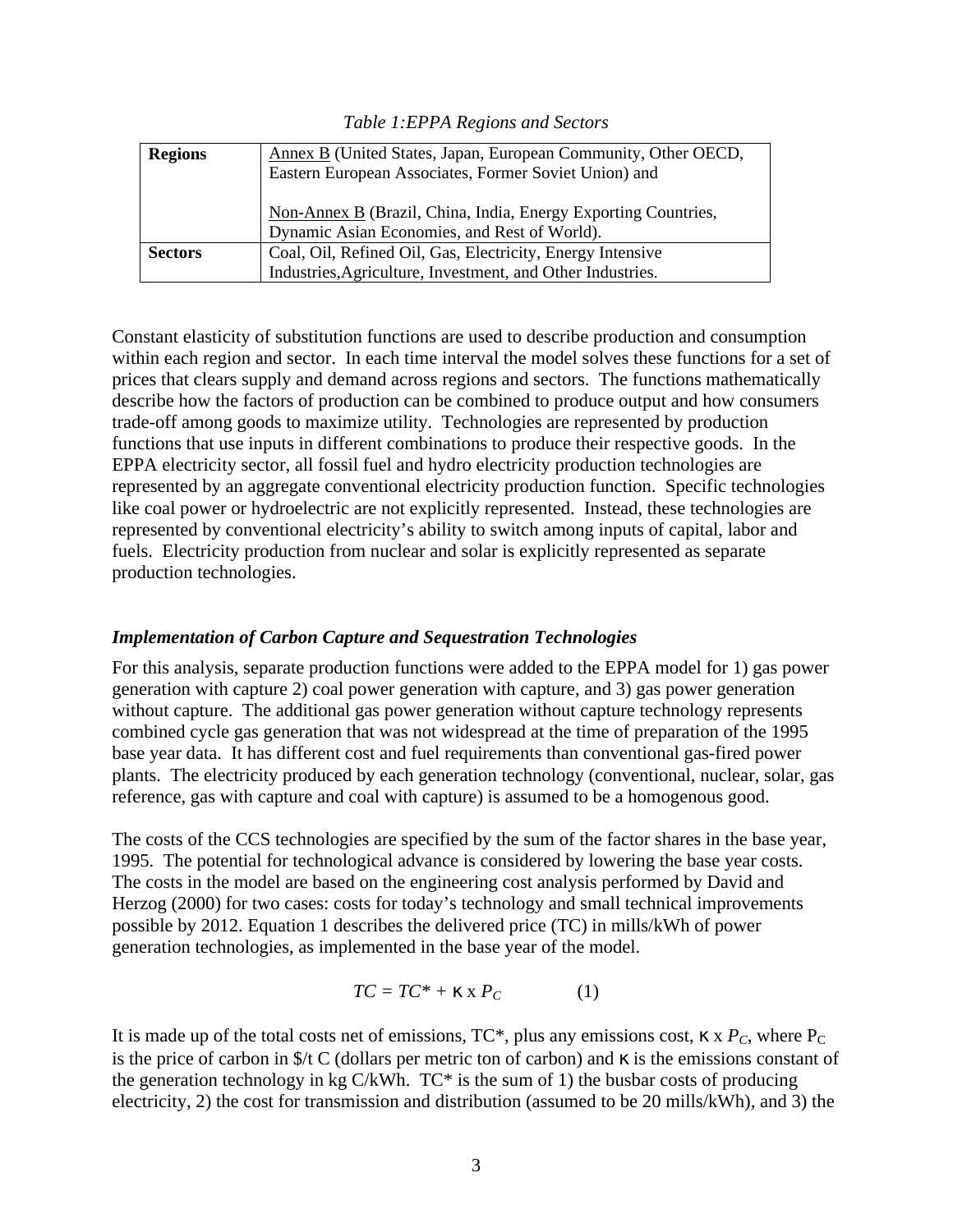*Table 1:EPPA Regions and Sectors*

| | |
|---|---|
| **Regions** | Annex B (United States, Japan, European Community, Other OECD, Eastern European Associates, Former Soviet Union) and<br><br>Non-Annex B (Brazil, China, India, Energy Exporting Countries, Dynamic Asian Economies, and Rest of World). |
| **Sectors** | Coal, Oil, Refined Oil, Gas, Electricity, Energy Intensive Industries,Agriculture, Investment, and Other Industries. |

Constant elasticity of substitution functions are used to describe production and consumption within each region and sector. In each time interval the model solves these functions for a set of prices that clears supply and demand across regions and sectors. The functions mathematically describe how the factors of production can be combined to produce output and how consumers trade-off among goods to maximize utility. Technologies are represented by production functions that use inputs in different combinations to produce their respective goods. In the EPPA electricity sector, all fossil fuel and hydro electricity production technologies are represented by an aggregate conventional electricity production function. Specific technologies like coal power or hydroelectric are not explicitly represented. Instead, these technologies are represented by conventional electricity's ability to switch among inputs of capital, labor and fuels. Electricity production from nuclear and solar is explicitly represented as separate production technologies.

### *Implementation of Carbon Capture and Sequestration Technologies*

For this analysis, separate production functions were added to the EPPA model for 1) gas power generation with capture 2) coal power generation with capture, and 3) gas power generation without capture. The additional gas power generation without capture technology represents combined cycle gas generation that was not widespread at the time of preparation of the 1995 base year data. It has different cost and fuel requirements than conventional gas-fired power plants. The electricity produced by each generation technology (conventional, nuclear, solar, gas reference, gas with capture and coal with capture) is assumed to be a homogenous good.

The costs of the CCS technologies are specified by the sum of the factor shares in the base year, 1995. The potential for technological advance is considered by lowering the base year costs. The costs in the model are based on the engineering cost analysis performed by David and Herzog (2000) for two cases: costs for today's technology and small technical improvements possible by 2012. Equation 1 describes the delivered price (TC) in mills/kWh of power generation technologies, as implemented in the base year of the model.

$$TC = TC^{*} + \kappa \times P_C \qquad (1)$$

It is made up of the total costs net of emissions, TC*, plus any emissions cost, $\kappa \times P_C$, where $P_C$ is the price of carbon in \$/t C (dollars per metric ton of carbon) and $\kappa$ is the emissions constant of the generation technology in kg C/kWh. TC* is the sum of 1) the busbar costs of producing electricity, 2) the cost for transmission and distribution (assumed to be 20 mills/kWh), and 3) the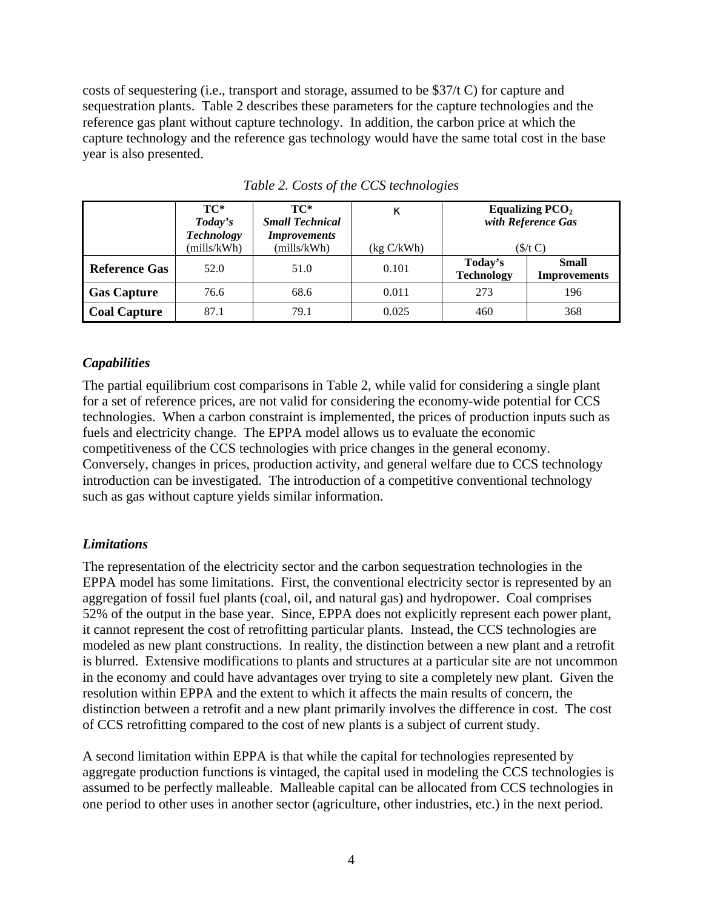costs of sequestering (i.e., transport and storage, assumed to be \$37/t C) for capture and sequestration plants. Table 2 describes these parameters for the capture technologies and the reference gas plant without capture technology. In addition, the carbon price at which the capture technology and the reference gas technology would have the same total cost in the base year is also presented.

*Table 2. Costs of the CCS technologies*

| | **TC*** ***Today's Technology*** (mills/kWh) | **TC*** ***Small Technical Improvements*** (mills/kWh) | κ (kg C/kWh) | **Equalizing $PCO_2$** ***with Reference Gas*** (\$/t C) | |
|---|---|---|---|---|---|
| **Reference Gas** | 52.0 | 51.0 | 0.101 | **Today's Technology** | **Small Improvements** |
| **Gas Capture** | 76.6 | 68.6 | 0.011 | 273 | 196 |
| **Coal Capture** | 87.1 | 79.1 | 0.025 | 460 | 368 |

### *Capabilities*

The partial equilibrium cost comparisons in Table 2, while valid for considering a single plant for a set of reference prices, are not valid for considering the economy-wide potential for CCS technologies. When a carbon constraint is implemented, the prices of production inputs such as fuels and electricity change. The EPPA model allows us to evaluate the economic competitiveness of the CCS technologies with price changes in the general economy. Conversely, changes in prices, production activity, and general welfare due to CCS technology introduction can be investigated. The introduction of a competitive conventional technology such as gas without capture yields similar information.

### *Limitations*

The representation of the electricity sector and the carbon sequestration technologies in the EPPA model has some limitations. First, the conventional electricity sector is represented by an aggregation of fossil fuel plants (coal, oil, and natural gas) and hydropower. Coal comprises 52% of the output in the base year. Since, EPPA does not explicitly represent each power plant, it cannot represent the cost of retrofitting particular plants. Instead, the CCS technologies are modeled as new plant constructions. In reality, the distinction between a new plant and a retrofit is blurred. Extensive modifications to plants and structures at a particular site are not uncommon in the economy and could have advantages over trying to site a completely new plant. Given the resolution within EPPA and the extent to which it affects the main results of concern, the distinction between a retrofit and a new plant primarily involves the difference in cost. The cost of CCS retrofitting compared to the cost of new plants is a subject of current study.

A second limitation within EPPA is that while the capital for technologies represented by aggregate production functions is vintaged, the capital used in modeling the CCS technologies is assumed to be perfectly malleable. Malleable capital can be allocated from CCS technologies in one period to other uses in another sector (agriculture, other industries, etc.) in the next period.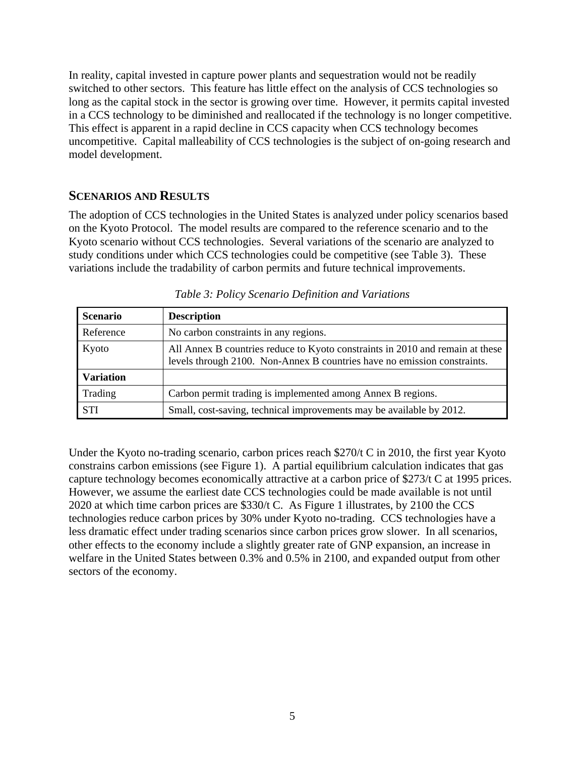In reality, capital invested in capture power plants and sequestration would not be readily switched to other sectors. This feature has little effect on the analysis of CCS technologies so long as the capital stock in the sector is growing over time. However, it permits capital invested in a CCS technology to be diminished and reallocated if the technology is no longer competitive. This effect is apparent in a rapid decline in CCS capacity when CCS technology becomes uncompetitive. Capital malleability of CCS technologies is the subject of on-going research and model development.

## SCENARIOS AND RESULTS

The adoption of CCS technologies in the United States is analyzed under policy scenarios based on the Kyoto Protocol. The model results are compared to the reference scenario and to the Kyoto scenario without CCS technologies. Several variations of the scenario are analyzed to study conditions under which CCS technologies could be competitive (see Table 3). These variations include the tradability of carbon permits and future technical improvements.

*Table 3: Policy Scenario Definition and Variations*

| Scenario | Description |
|---|---|
| Reference | No carbon constraints in any regions. |
| Kyoto | All Annex B countries reduce to Kyoto constraints in 2010 and remain at these levels through 2100. Non-Annex B countries have no emission constraints. |
| **Variation** | |
| Trading | Carbon permit trading is implemented among Annex B regions. |
| STI | Small, cost-saving, technical improvements may be available by 2012. |

Under the Kyoto no-trading scenario, carbon prices reach $270/t C in 2010, the first year Kyoto constrains carbon emissions (see Figure 1). A partial equilibrium calculation indicates that gas capture technology becomes economically attractive at a carbon price of $273/t C at 1995 prices. However, we assume the earliest date CCS technologies could be made available is not until 2020 at which time carbon prices are $330/t C. As Figure 1 illustrates, by 2100 the CCS technologies reduce carbon prices by 30% under Kyoto no-trading. CCS technologies have a less dramatic effect under trading scenarios since carbon prices grow slower. In all scenarios, other effects to the economy include a slightly greater rate of GNP expansion, an increase in welfare in the United States between 0.3% and 0.5% in 2100, and expanded output from other sectors of the economy.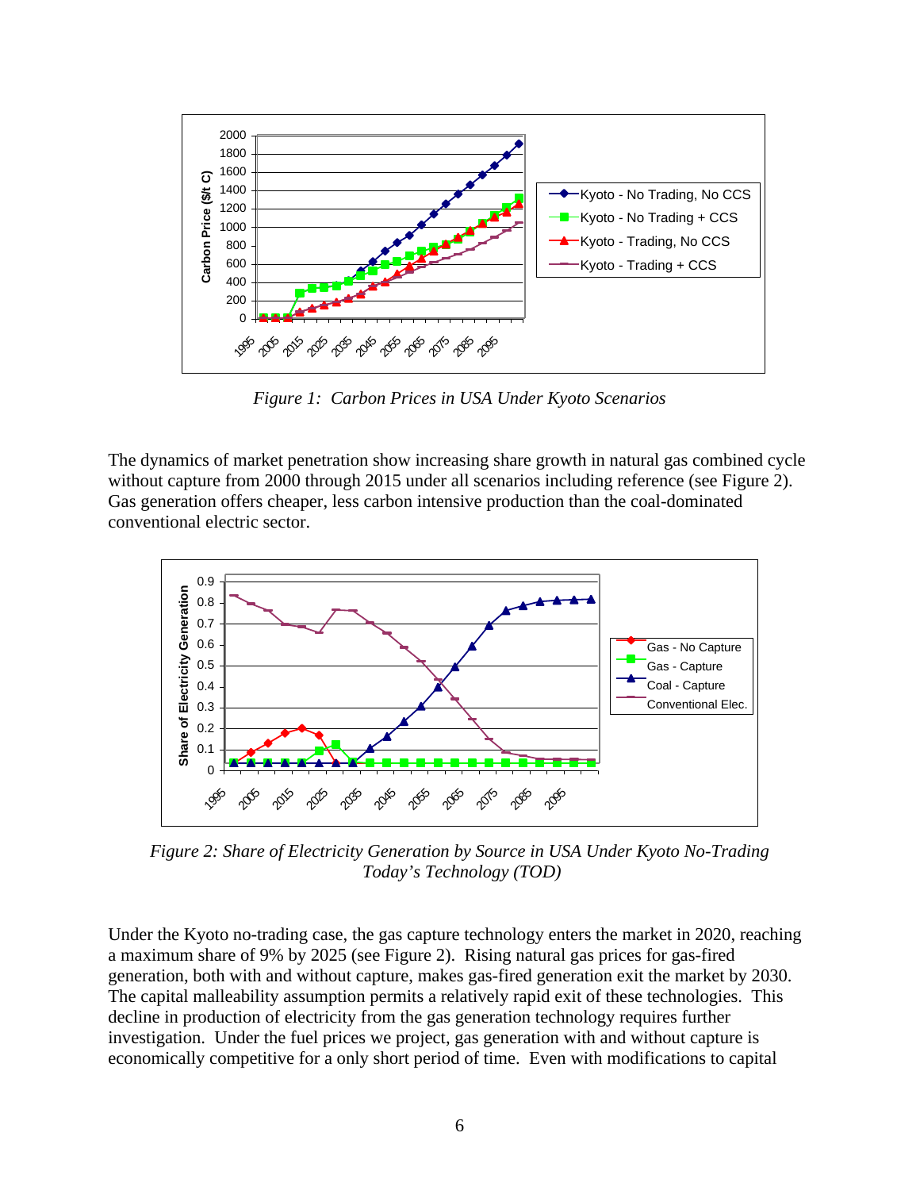*Figure 1: Carbon Prices in USA Under Kyoto Scenarios*

The dynamics of market penetration show increasing share growth in natural gas combined cycle without capture from 2000 through 2015 under all scenarios including reference (see Figure 2). Gas generation offers cheaper, less carbon intensive production than the coal-dominated conventional electric sector.

*Figure 2: Share of Electricity Generation by Source in USA Under Kyoto No-Trading Today's Technology (TOD)*

Under the Kyoto no-trading case, the gas capture technology enters the market in 2020, reaching a maximum share of 9% by 2025 (see Figure 2). Rising natural gas prices for gas-fired generation, both with and without capture, makes gas-fired generation exit the market by 2030. The capital malleability assumption permits a relatively rapid exit of these technologies. This decline in production of electricity from the gas generation technology requires further investigation. Under the fuel prices we project, gas generation with and without capture is economically competitive for a only short period of time. Even with modifications to capital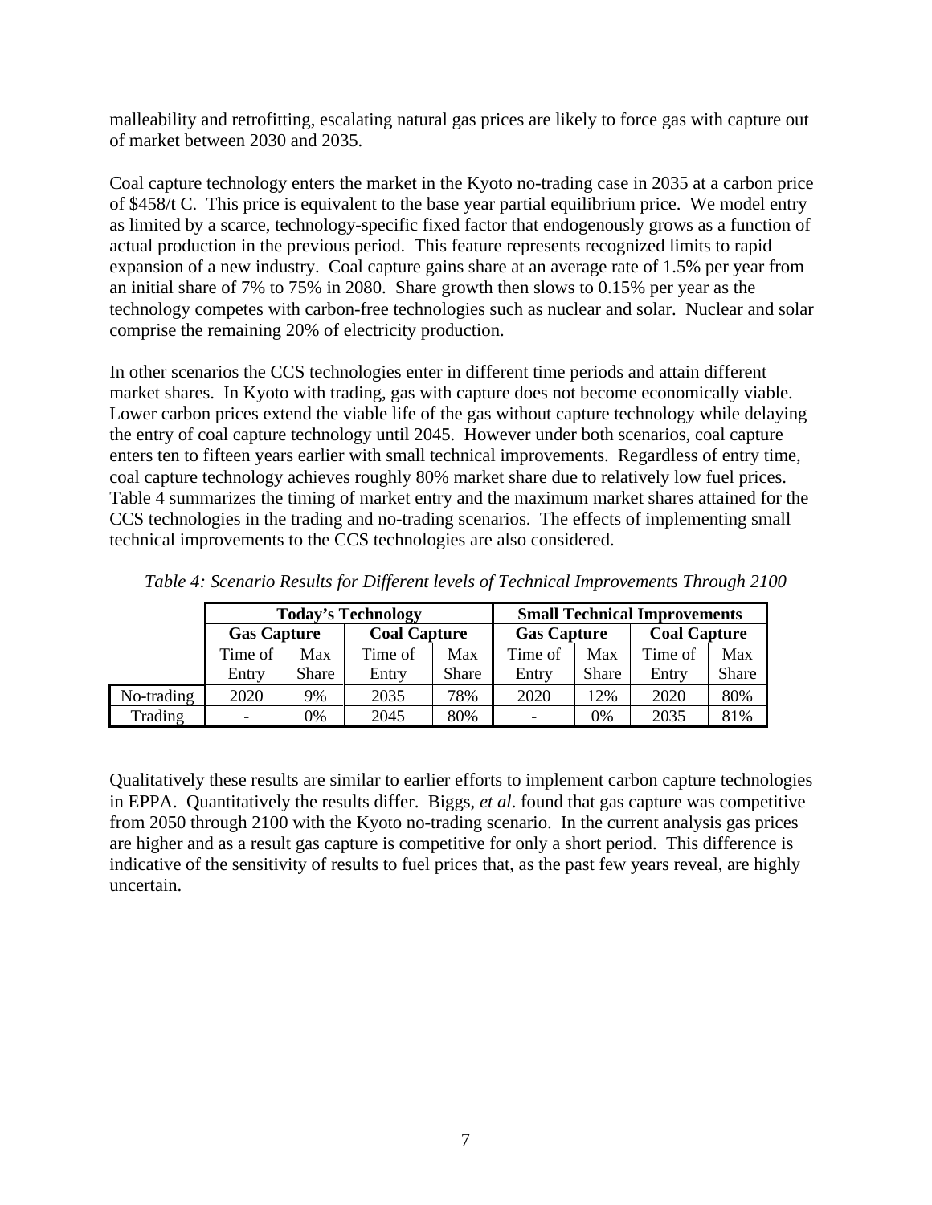malleability and retrofitting, escalating natural gas prices are likely to force gas with capture out of market between 2030 and 2035.

Coal capture technology enters the market in the Kyoto no-trading case in 2035 at a carbon price of $458/t C. This price is equivalent to the base year partial equilibrium price. We model entry as limited by a scarce, technology-specific fixed factor that endogenously grows as a function of actual production in the previous period. This feature represents recognized limits to rapid expansion of a new industry. Coal capture gains share at an average rate of 1.5% per year from an initial share of 7% to 75% in 2080. Share growth then slows to 0.15% per year as the technology competes with carbon-free technologies such as nuclear and solar. Nuclear and solar comprise the remaining 20% of electricity production.

In other scenarios the CCS technologies enter in different time periods and attain different market shares. In Kyoto with trading, gas with capture does not become economically viable. Lower carbon prices extend the viable life of the gas without capture technology while delaying the entry of coal capture technology until 2045. However under both scenarios, coal capture enters ten to fifteen years earlier with small technical improvements. Regardless of entry time, coal capture technology achieves roughly 80% market share due to relatively low fuel prices. Table 4 summarizes the timing of market entry and the maximum market shares attained for the CCS technologies in the trading and no-trading scenarios. The effects of implementing small technical improvements to the CCS technologies are also considered.

*Table 4: Scenario Results for Different levels of Technical Improvements Through 2100*

| | **Today's Technology** | | | | **Small Technical Improvements** | | | |
|---|---|---|---|---|---|---|---|---|
| | **Gas Capture** | | **Coal Capture** | | **Gas Capture** | | **Coal Capture** | |
| | Time of Entry | Max Share | Time of Entry | Max Share | Time of Entry | Max Share | Time of Entry | Max Share |
| No-trading | 2020 | 9% | 2035 | 78% | 2020 | 12% | 2020 | 80% |
| Trading | - | 0% | 2045 | 80% | - | 0% | 2035 | 81% |

Qualitatively these results are similar to earlier efforts to implement carbon capture technologies in EPPA. Quantitatively the results differ. Biggs, *et al*. found that gas capture was competitive from 2050 through 2100 with the Kyoto no-trading scenario. In the current analysis gas prices are higher and as a result gas capture is competitive for only a short period. This difference is indicative of the sensitivity of results to fuel prices that, as the past few years reveal, are highly uncertain.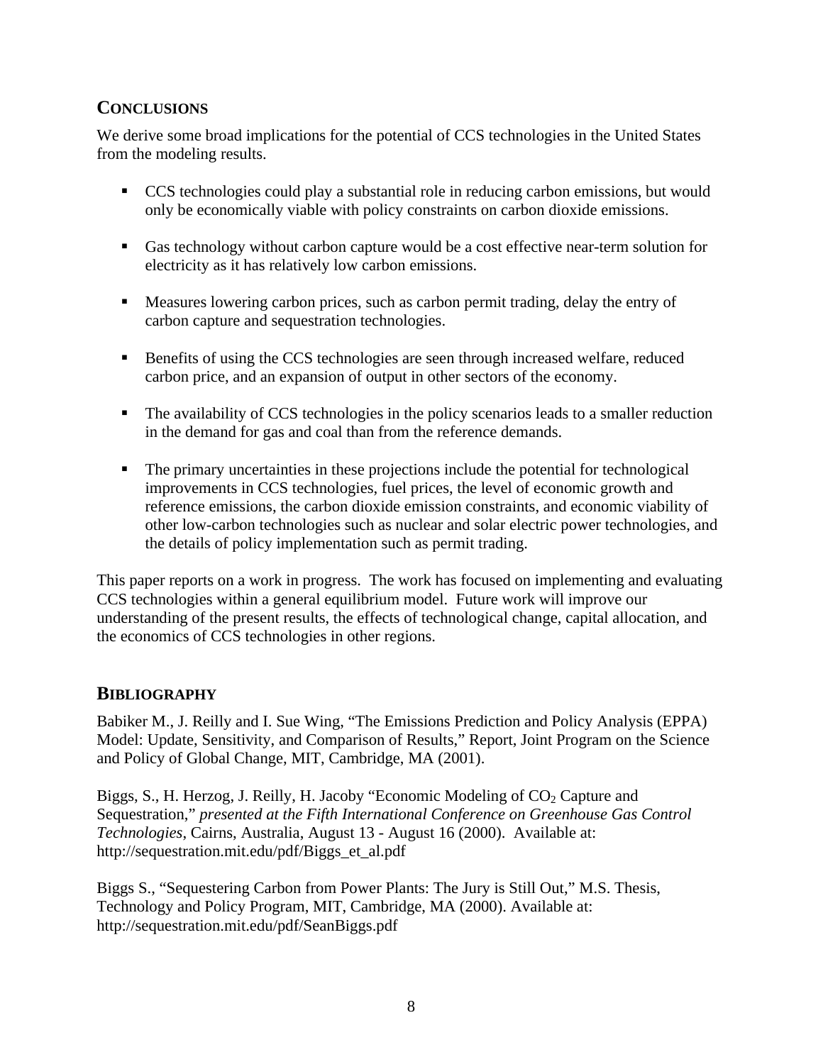## CONCLUSIONS

We derive some broad implications for the potential of CCS technologies in the United States from the modeling results.

- CCS technologies could play a substantial role in reducing carbon emissions, but would only be economically viable with policy constraints on carbon dioxide emissions.
- Gas technology without carbon capture would be a cost effective near-term solution for electricity as it has relatively low carbon emissions.
- Measures lowering carbon prices, such as carbon permit trading, delay the entry of carbon capture and sequestration technologies.
- Benefits of using the CCS technologies are seen through increased welfare, reduced carbon price, and an expansion of output in other sectors of the economy.
- The availability of CCS technologies in the policy scenarios leads to a smaller reduction in the demand for gas and coal than from the reference demands.
- The primary uncertainties in these projections include the potential for technological improvements in CCS technologies, fuel prices, the level of economic growth and reference emissions, the carbon dioxide emission constraints, and economic viability of other low-carbon technologies such as nuclear and solar electric power technologies, and the details of policy implementation such as permit trading.

This paper reports on a work in progress. The work has focused on implementing and evaluating CCS technologies within a general equilibrium model. Future work will improve our understanding of the present results, the effects of technological change, capital allocation, and the economics of CCS technologies in other regions.

## BIBLIOGRAPHY

Babiker M., J. Reilly and I. Sue Wing, "The Emissions Prediction and Policy Analysis (EPPA) Model: Update, Sensitivity, and Comparison of Results," Report, Joint Program on the Science and Policy of Global Change, MIT, Cambridge, MA (2001).

Biggs, S., H. Herzog, J. Reilly, H. Jacoby "Economic Modeling of $CO_2$ Capture and Sequestration," *presented at the Fifth International Conference on Greenhouse Gas Control Technologies*, Cairns, Australia, August 13 - August 16 (2000). Available at: http://sequestration.mit.edu/pdf/Biggs_et_al.pdf

Biggs S., "Sequestering Carbon from Power Plants: The Jury is Still Out," M.S. Thesis, Technology and Policy Program, MIT, Cambridge, MA (2000). Available at: http://sequestration.mit.edu/pdf/SeanBiggs.pdf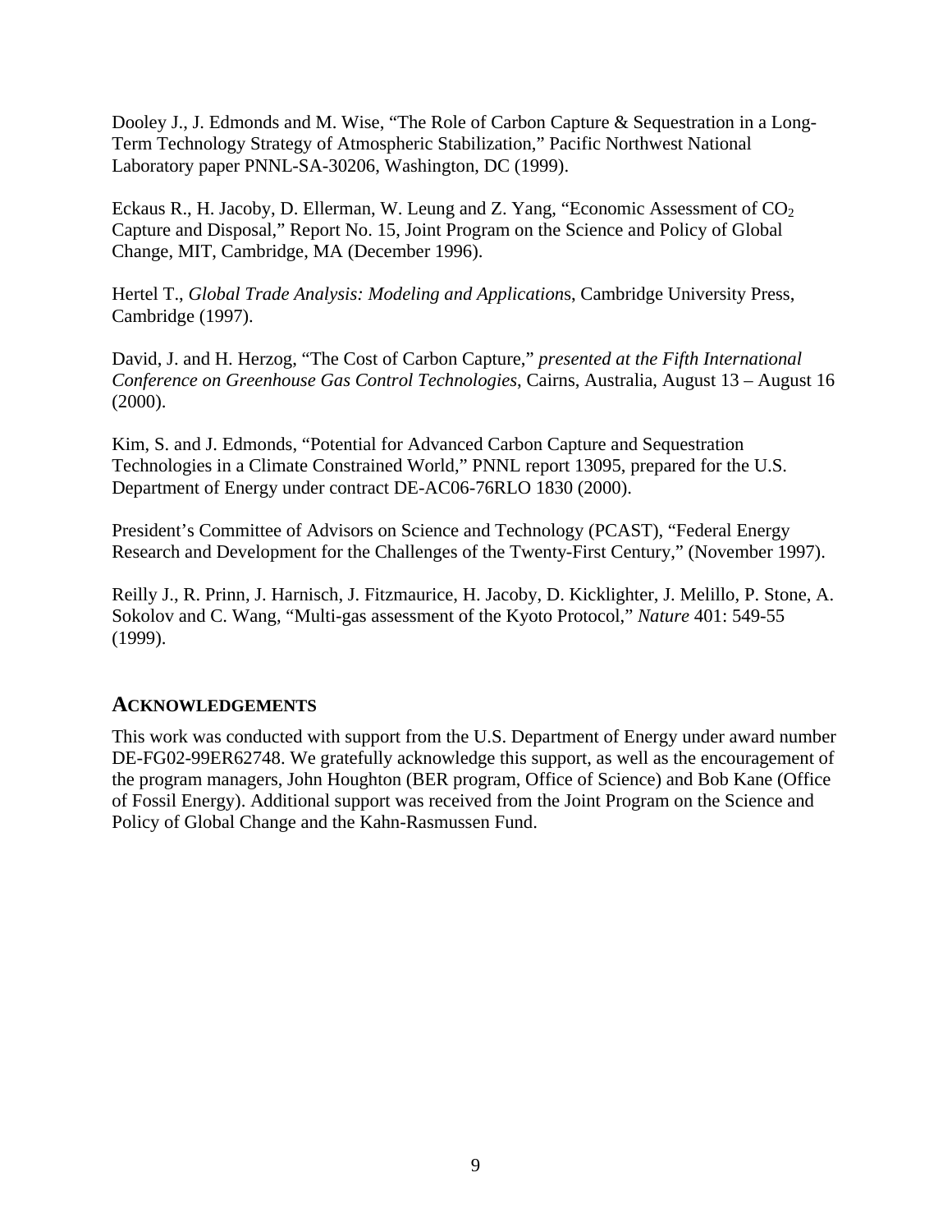Dooley J., J. Edmonds and M. Wise, "The Role of Carbon Capture & Sequestration in a Long-Term Technology Strategy of Atmospheric Stabilization," Pacific Northwest National Laboratory paper PNNL-SA-30206, Washington, DC (1999).

Eckaus R., H. Jacoby, D. Ellerman, W. Leung and Z. Yang, "Economic Assessment of $CO_2$ Capture and Disposal," Report No. 15, Joint Program on the Science and Policy of Global Change, MIT, Cambridge, MA (December 1996).

Hertel T., *Global Trade Analysis: Modeling and Applications*, Cambridge University Press, Cambridge (1997).

David, J. and H. Herzog, "The Cost of Carbon Capture," *presented at the Fifth International Conference on Greenhouse Gas Control Technologies*, Cairns, Australia, August 13 – August 16 (2000).

Kim, S. and J. Edmonds, "Potential for Advanced Carbon Capture and Sequestration Technologies in a Climate Constrained World," PNNL report 13095, prepared for the U.S. Department of Energy under contract DE-AC06-76RLO 1830 (2000).

President's Committee of Advisors on Science and Technology (PCAST), "Federal Energy Research and Development for the Challenges of the Twenty-First Century," (November 1997).

Reilly J., R. Prinn, J. Harnisch, J. Fitzmaurice, H. Jacoby, D. Kicklighter, J. Melillo, P. Stone, A. Sokolov and C. Wang, "Multi-gas assessment of the Kyoto Protocol," *Nature* 401: 549-55 (1999).

## ACKNOWLEDGEMENTS

This work was conducted with support from the U.S. Department of Energy under award number DE-FG02-99ER62748. We gratefully acknowledge this support, as well as the encouragement of the program managers, John Houghton (BER program, Office of Science) and Bob Kane (Office of Fossil Energy). Additional support was received from the Joint Program on the Science and Policy of Global Change and the Kahn-Rasmussen Fund.